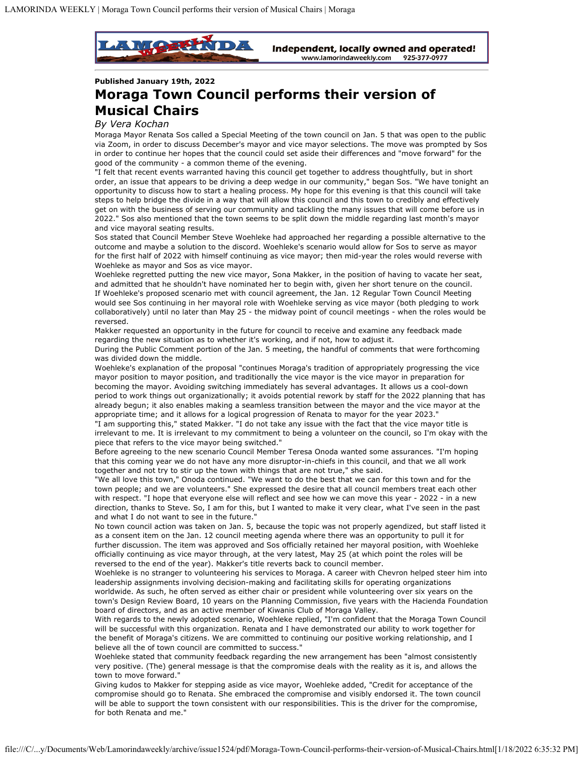**Published January 19th, 2022**

# Moraga Town Council performs their version of Musical Chairs

*By Vera Kochan*

Moraga Mayor Renata Sos called a Special Meeting of the town council on Jan. 5 that was open to the public via Zoom, in order to discuss December's mayor and vice mayor selections. The move was prompted by Sos in order to continue her hopes that the council could set aside their differences and "move forward" for the good of the community - a common theme of the evening.

"I felt that recent events warranted having this council get together to address thoughtfully, but in short order, an issue that appears to be driving a deep wedge in our community," began Sos. "We have tonight an opportunity to discuss how to start a healing process. My hope for this evening is that this council will take steps to help bridge the divide in a way that will allow this council and this town to credibly and effectively get on with the business of serving our community and tackling the many issues that will come before us in 2022." Sos also mentioned that the town seems to be split down the middle regarding last month's mayor and vice mayoral seating results.

Sos stated that Council Member Steve Woehleke had approached her regarding a possible alternative to the outcome and maybe a solution to the discord. Woehleke's scenario would allow for Sos to serve as mayor for the first half of 2022 with himself continuing as vice mayor; then mid-year the roles would reverse with Woehleke as mayor and Sos as vice mayor.

Woehleke regretted putting the new vice mayor, Sona Makker, in the position of having to vacate her seat, and admitted that he shouldn't have nominated her to begin with, given her short tenure on the council.

If Woehleke's proposed scenario met with council agreement, the Jan. 12 Regular Town Council Meeting would see Sos continuing in her mayoral role with Woehleke serving as vice mayor (both pledging to work collaboratively) until no later than May 25 - the midway point of council meetings - when the roles would be reversed.

Makker requested an opportunity in the future for council to receive and examine any feedback made regarding the new situation as to whether it's working, and if not, how to adjust it.

During the Public Comment portion of the Jan. 5 meeting, the handful of comments that were forthcoming was divided down the middle.

Woehleke's explanation of the proposal "continues Moraga's tradition of appropriately progressing the vice mayor position to mayor position, and traditionally the vice mayor is the vice mayor in preparation for becoming the mayor. Avoiding switching immediately has several advantages. It allows us a cool-down period to work things out organizationally; it avoids potential rework by staff for the 2022 planning that has already begun; it also enables making a seamless transition between the mayor and the vice mayor at the appropriate time; and it allows for a logical progression of Renata to mayor for the year 2023."

"I am supporting this," stated Makker. "I do not take any issue with the fact that the vice mayor title is irrelevant to me. It is irrelevant to my commitment to being a volunteer on the council, so I'm okay with the piece that refers to the vice mayor being switched."

Before agreeing to the new scenario Council Member Teresa Onoda wanted some assurances. "I'm hoping that this coming year we do not have any more disruptor-in-chiefs in this council, and that we all work together and not try to stir up the town with things that are not true," she said.

"We all love this town," Onoda continued. "We want to do the best that we can for this town and for the town people; and we are volunteers." She expressed the desire that all council members treat each other with respect. "I hope that everyone else will reflect and see how we can move this year - 2022 - in a new direction, thanks to Steve. So, I am for this, but I wanted to make it very clear, what I've seen in the past and what I do not want to see in the future."

No town council action was taken on Jan. 5, because the topic was not properly agendized, but staff listed it as a consent item on the Jan. 12 council meeting agenda where there was an opportunity to pull it for further discussion. The item was approved and Sos officially retained her mayoral position, with Woehleke officially continuing as vice mayor through, at the very latest, May 25 (at which point the roles will be reversed to the end of the year). Makker's title reverts back to council member.

Woehleke is no stranger to volunteering his services to Moraga. A career with Chevron helped steer him into leadership assignments involving decision-making and facilitating skills for operating organizations worldwide. As such, he often served as either chair or president while volunteering over six years on the town's Design Review Board, 10 years on the Planning Commission, five years with the Hacienda Foundation board of directors, and as an active member of Kiwanis Club of Moraga Valley.

With regards to the newly adopted scenario, Woehleke replied, "I'm confident that the Moraga Town Council will be successful with this organization. Renata and I have demonstrated our ability to work together for the benefit of Moraga's citizens. We are committed to continuing our positive working relationship, and I believe all the of town council are committed to success."

Woehleke stated that community feedback regarding the new arrangement has been "almost consistently very positive. (The) general message is that the compromise deals with the reality as it is, and allows the town to move forward."

Giving kudos to Makker for stepping aside as vice mayor, Woehleke added, "Credit for acceptance of the compromise should go to Renata. She embraced the compromise and visibly endorsed it. The town council will be able to support the town consistent with our responsibilities. This is the driver for the compromise, for both Renata and me."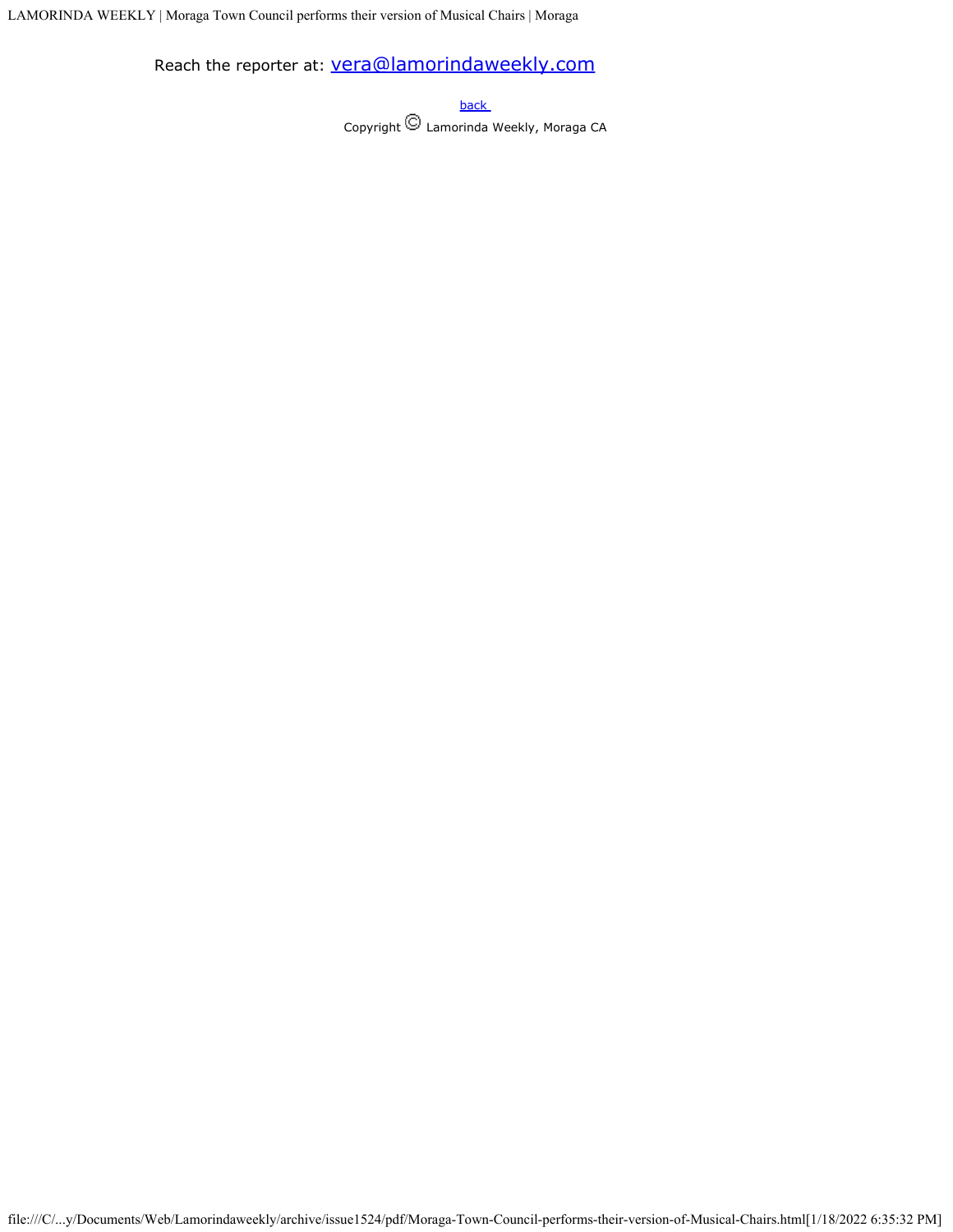Reach the reporter at: [vera@lamorindaweekly.com](mailto:vera@lamorindaweekly.com)

back

Copyright © Lamorinda Weekly, Moraga CA